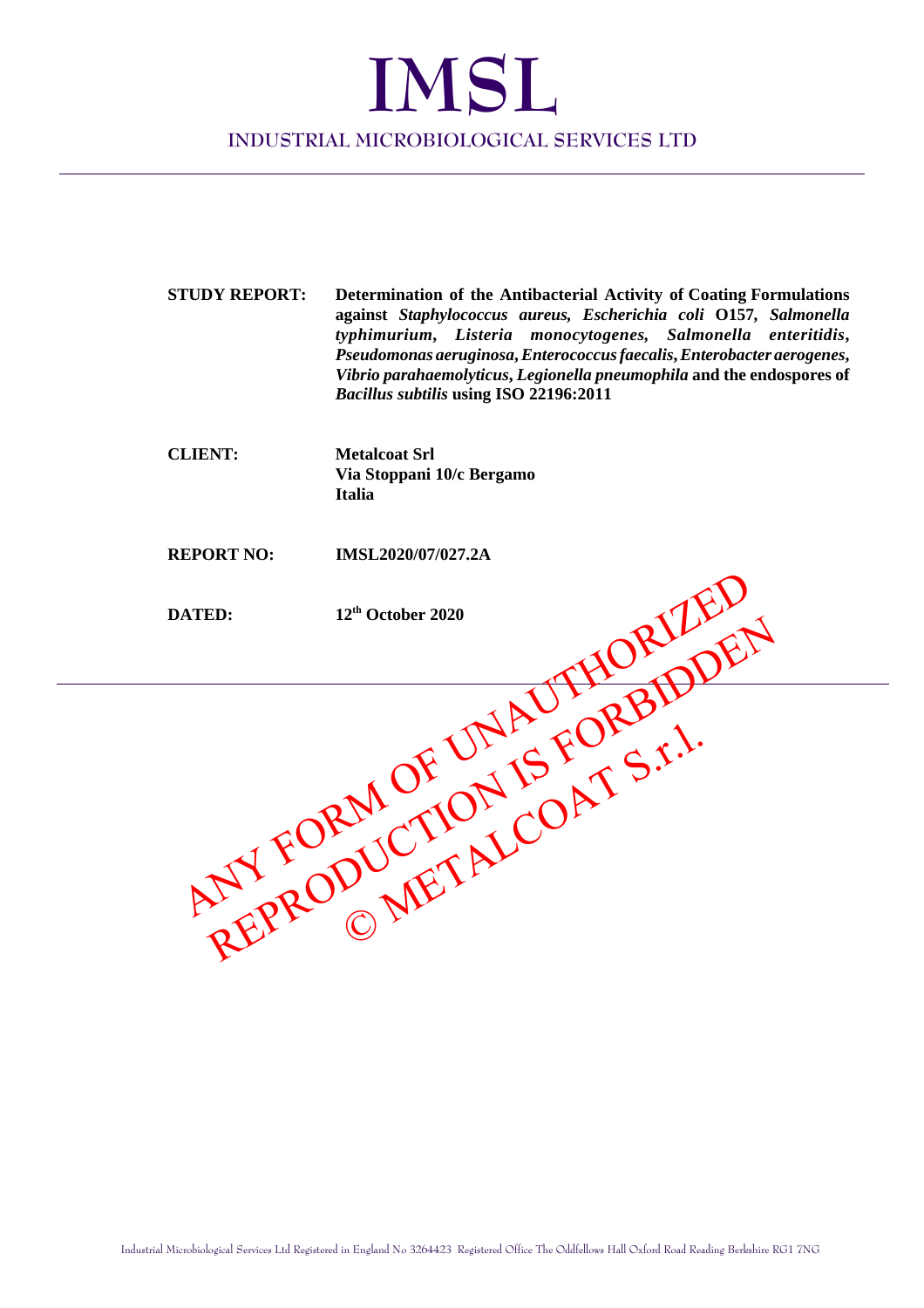# IMSL

## INDUSTRIAL MICROBIOLOGICAL SERVICES LTD

---

| | |
|---|---|
| **STUDY REPORT:** | **Determination of the Antibacterial Activity of Coating Formulations against *Staphylococcus aureus, Escherichia coli* O157, *Salmonella typhimurium*, *Listeria monocytogenes*, *Salmonella enteritidis*, *Pseudomonas aeruginosa*, *Enterococcus faecalis*, *Enterobacter aerogenes*, *Vibrio parahaemolyticus*, *Legionella pneumophila* and the endospores of *Bacillus subtilis* using ISO 22196:2011** |
| **CLIENT:** | **Metalcoat Srl**<br>**Via Stoppani 10/c Bergamo**<br>**Italia** |
| **REPORT NO:** | **IMSL2020/07/027.2A** |
| **DATED:** | **12th October 2020** |

---

ANY FORM OF UNAUTHORIZED REPRODUCTION IS FORBIDDEN © METALCOAT S.r.l.

Industrial Microbiological Services Ltd Registered in England No 3264423 Registered Office The Oddfellows Hall Oxford Road Reading Berkshire RG1 7NG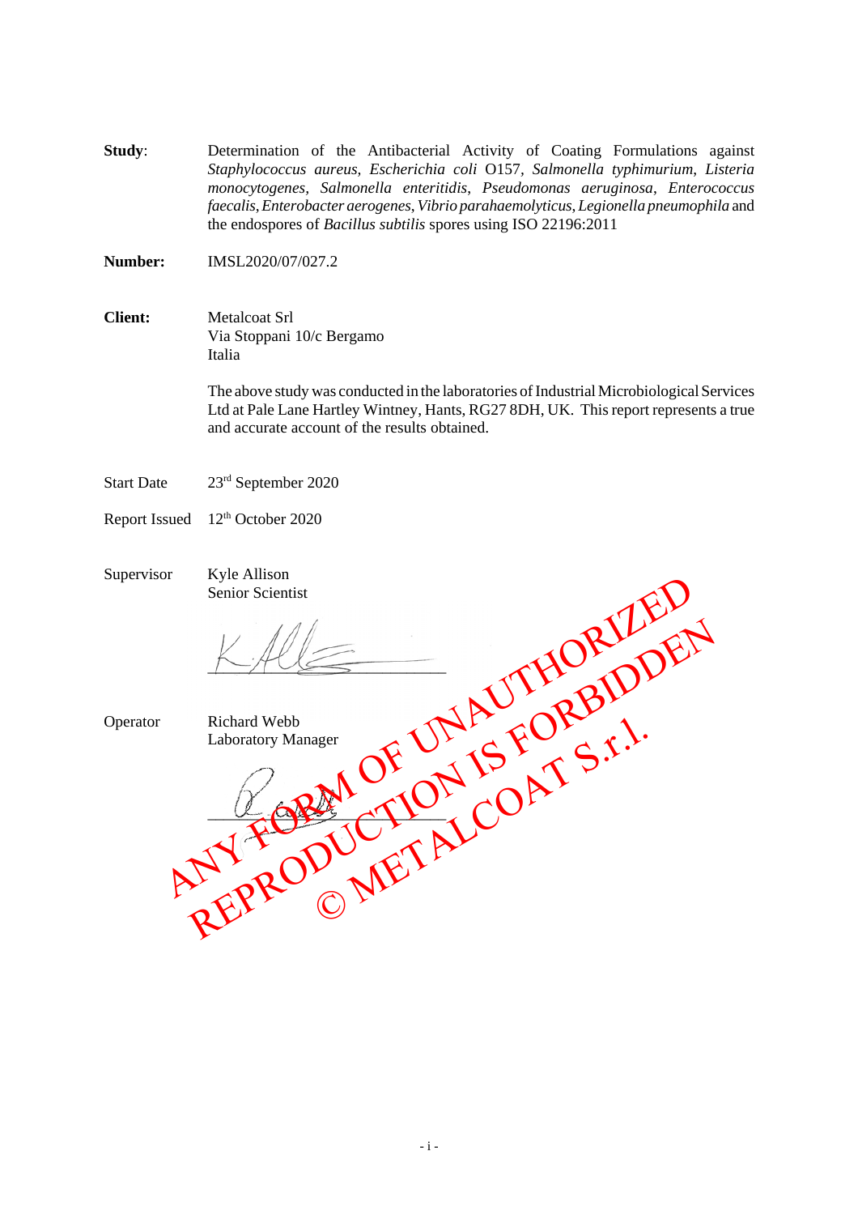**Study**: Determination of the Antibacterial Activity of Coating Formulations against *Staphylococcus aureus, Escherichia coli* O157, *Salmonella typhimurium*, *Listeria monocytogenes*, *Salmonella enteritidis*, *Pseudomonas aeruginosa*, *Enterococcus faecalis*, *Enterobacter aerogenes*, *Vibrio parahaemolyticus*, *Legionella pneumophila* and the endospores of *Bacillus subtilis* spores using ISO 22196:2011

**Number:** IMSL2020/07/027.2

**Client:** Metalcoat Srl
Via Stoppani 10/c Bergamo
Italia

The above study was conducted in the laboratories of Industrial Microbiological Services Ltd at Pale Lane Hartley Wintney, Hants, RG27 8DH, UK. This report represents a true and accurate account of the results obtained.

Start Date: 23rd September 2020

Report Issued: 12th October 2020

Supervisor: Kyle Allison
Senior Scientist

Operator: Richard Webb
Laboratory Manager

ANY FORM OF UNAUTHORIZED REPRODUCTION IS FORBIDDEN © METALCOAT S.r.l.